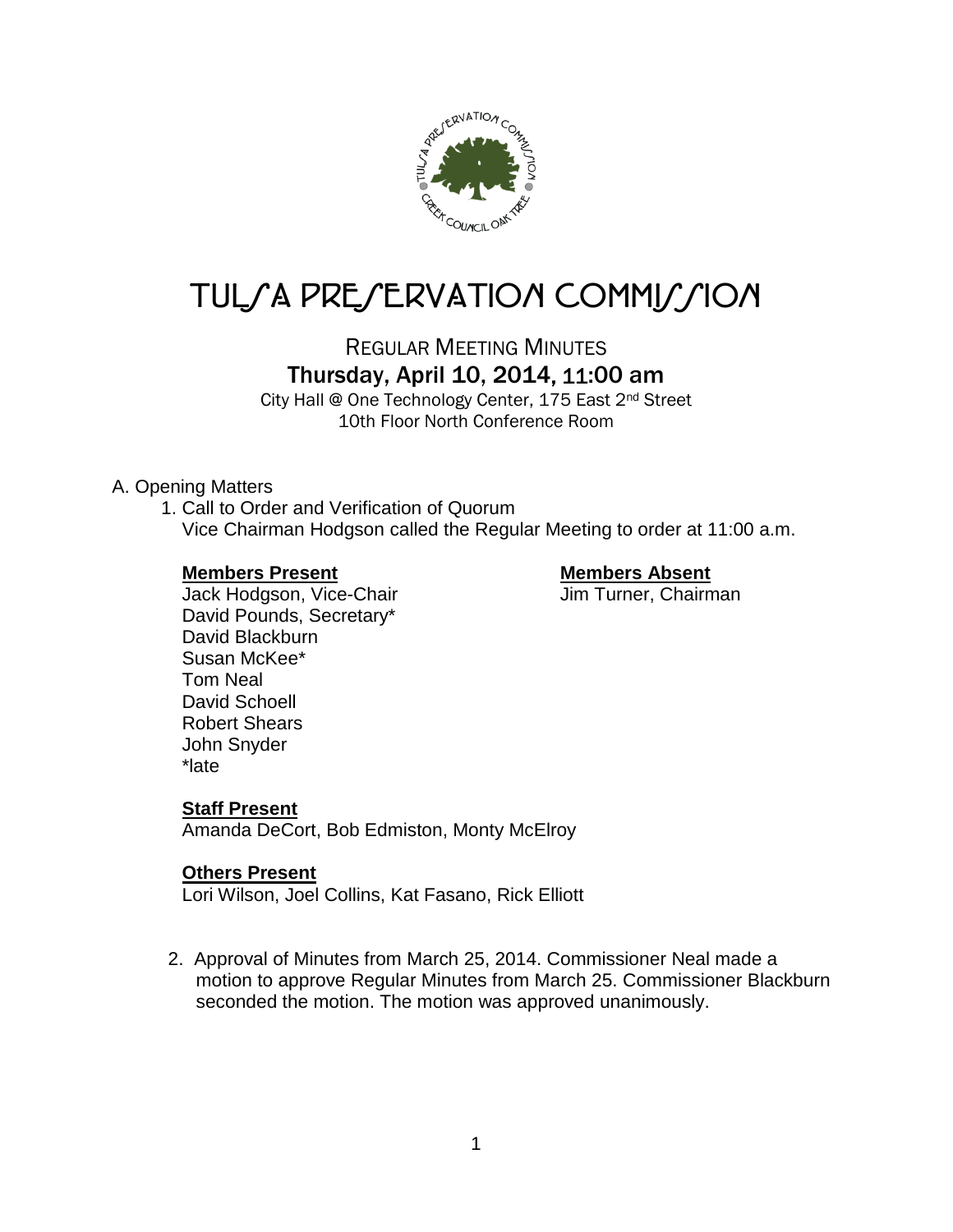# TULSA PRESERVATION COMMISSION

REGULAR MEETING MINUTES

**Thursday, April 10, 2014, 11:00 am**

City Hall @ One Technology Center, 175 East 2nd Street
10th Floor North Conference Room

A. Opening Matters

1. Call to Order and Verification of Quorum
   Vice Chairman Hodgson called the Regular Meeting to order at 11:00 a.m.

**Members Present**

Jack Hodgson, Vice-Chair
David Pounds, Secretary*
David Blackburn
Susan McKee*
Tom Neal
David Schoell
Robert Shears
John Snyder
*late

**Members Absent**

Jim Turner, Chairman

**Staff Present**

Amanda DeCort, Bob Edmiston, Monty McElroy

**Others Present**

Lori Wilson, Joel Collins, Kat Fasano, Rick Elliott

2. Approval of Minutes from March 25, 2014. Commissioner Neal made a motion to approve Regular Minutes from March 25. Commissioner Blackburn seconded the motion. The motion was approved unanimously.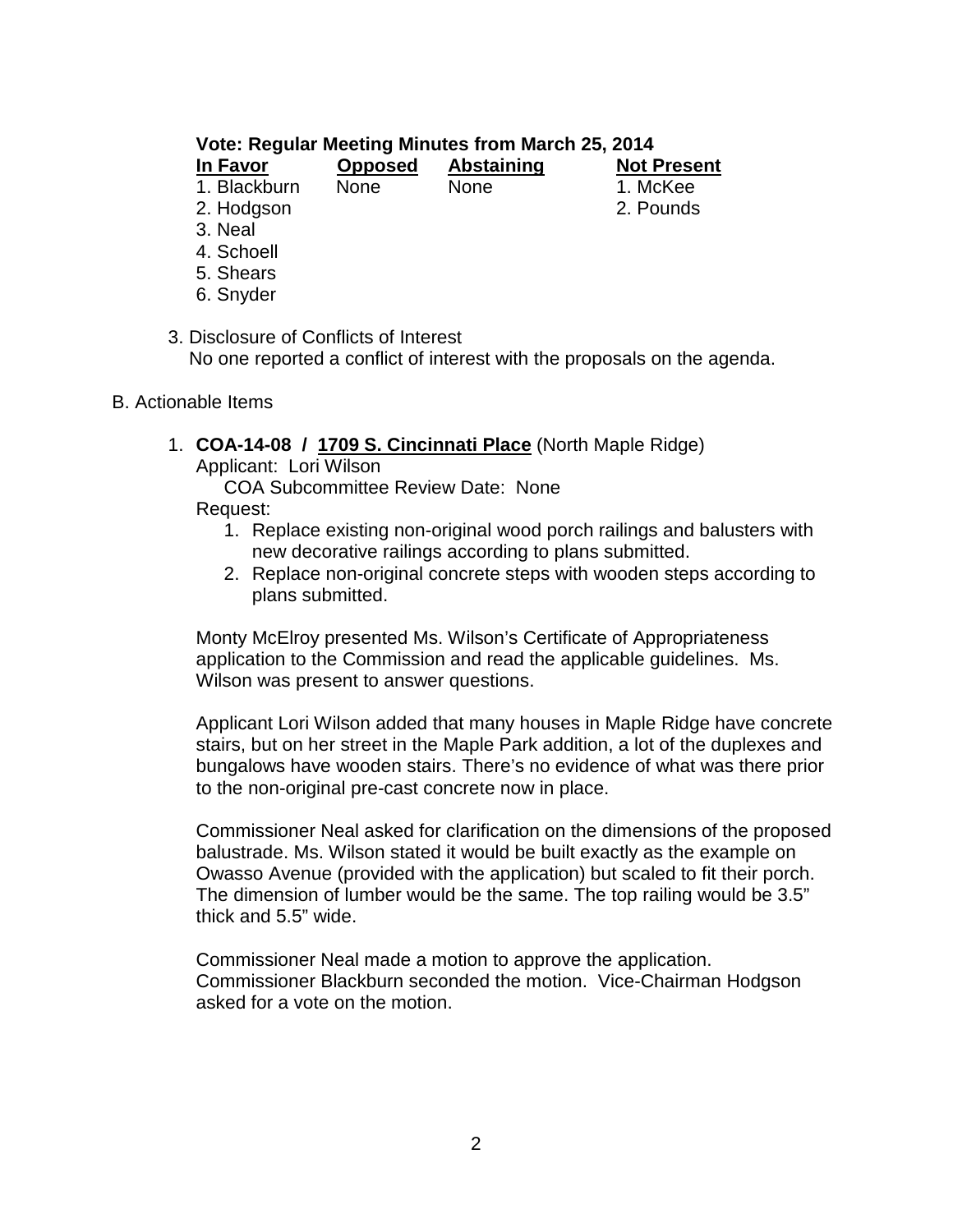**Vote: Regular Meeting Minutes from March 25, 2014**

| In Favor | Opposed | Abstaining | Not Present |
|---|---|---|---|
| 1. Blackburn | None | None | 1. McKee |
| 2. Hodgson | | | 2. Pounds |
| 3. Neal | | | |
| 4. Schoell | | | |
| 5. Shears | | | |
| 6. Snyder | | | |

3. Disclosure of Conflicts of Interest
   No one reported a conflict of interest with the proposals on the agenda.

B. Actionable Items

1. **COA-14-08 / 1709 S. Cincinnati Place** (North Maple Ridge)
   Applicant: Lori Wilson
   COA Subcommittee Review Date: None
   Request:
   1. Replace existing non-original wood porch railings and balusters with new decorative railings according to plans submitted.
   2. Replace non-original concrete steps with wooden steps according to plans submitted.

   Monty McElroy presented Ms. Wilson's Certificate of Appropriateness application to the Commission and read the applicable guidelines. Ms. Wilson was present to answer questions.

   Applicant Lori Wilson added that many houses in Maple Ridge have concrete stairs, but on her street in the Maple Park addition, a lot of the duplexes and bungalows have wooden stairs. There's no evidence of what was there prior to the non-original pre-cast concrete now in place.

   Commissioner Neal asked for clarification on the dimensions of the proposed balustrade. Ms. Wilson stated it would be built exactly as the example on Owasso Avenue (provided with the application) but scaled to fit their porch. The dimension of lumber would be the same. The top railing would be 3.5" thick and 5.5" wide.

   Commissioner Neal made a motion to approve the application. Commissioner Blackburn seconded the motion. Vice-Chairman Hodgson asked for a vote on the motion.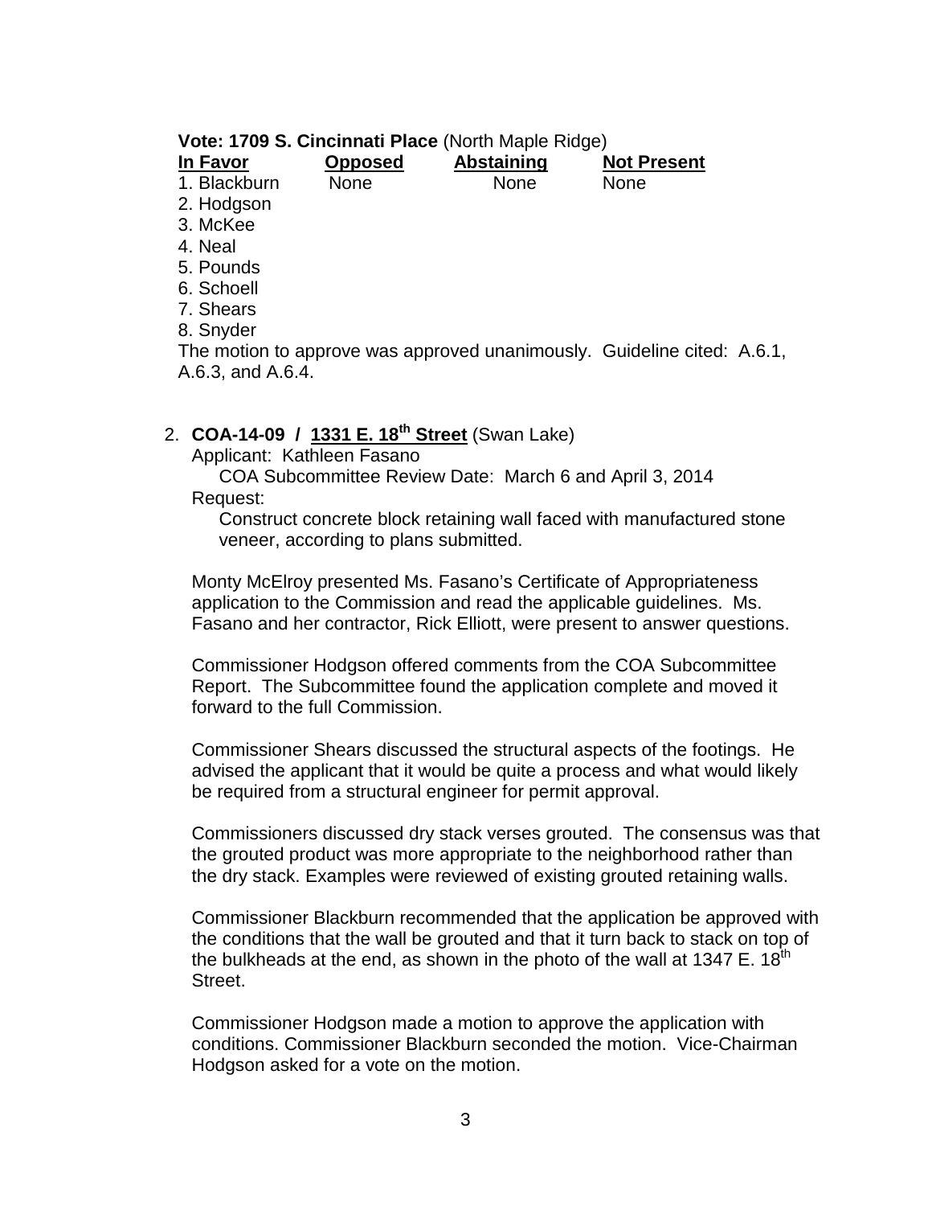**Vote: 1709 S. Cincinnati Place** (North Maple Ridge)

| In Favor | Opposed | Abstaining | Not Present |
|---|---|---|---|
| 1. Blackburn | None | None | None |
| 2. Hodgson | | | |
| 3. McKee | | | |
| 4. Neal | | | |
| 5. Pounds | | | |
| 6. Schoell | | | |
| 7. Shears | | | |
| 8. Snyder | | | |

The motion to approve was approved unanimously. Guideline cited: A.6.1, A.6.3, and A.6.4.

2. **COA-14-09 / 1331 E. 18th Street** (Swan Lake)

   Applicant: Kathleen Fasano

   COA Subcommittee Review Date: March 6 and April 3, 2014

   Request:

   Construct concrete block retaining wall faced with manufactured stone veneer, according to plans submitted.

   Monty McElroy presented Ms. Fasano's Certificate of Appropriateness application to the Commission and read the applicable guidelines. Ms. Fasano and her contractor, Rick Elliott, were present to answer questions.

   Commissioner Hodgson offered comments from the COA Subcommittee Report. The Subcommittee found the application complete and moved it forward to the full Commission.

   Commissioner Shears discussed the structural aspects of the footings. He advised the applicant that it would be quite a process and what would likely be required from a structural engineer for permit approval.

   Commissioners discussed dry stack verses grouted. The consensus was that the grouted product was more appropriate to the neighborhood rather than the dry stack. Examples were reviewed of existing grouted retaining walls.

   Commissioner Blackburn recommended that the application be approved with the conditions that the wall be grouted and that it turn back to stack on top of the bulkheads at the end, as shown in the photo of the wall at 1347 E. 18th Street.

   Commissioner Hodgson made a motion to approve the application with conditions. Commissioner Blackburn seconded the motion. Vice-Chairman Hodgson asked for a vote on the motion.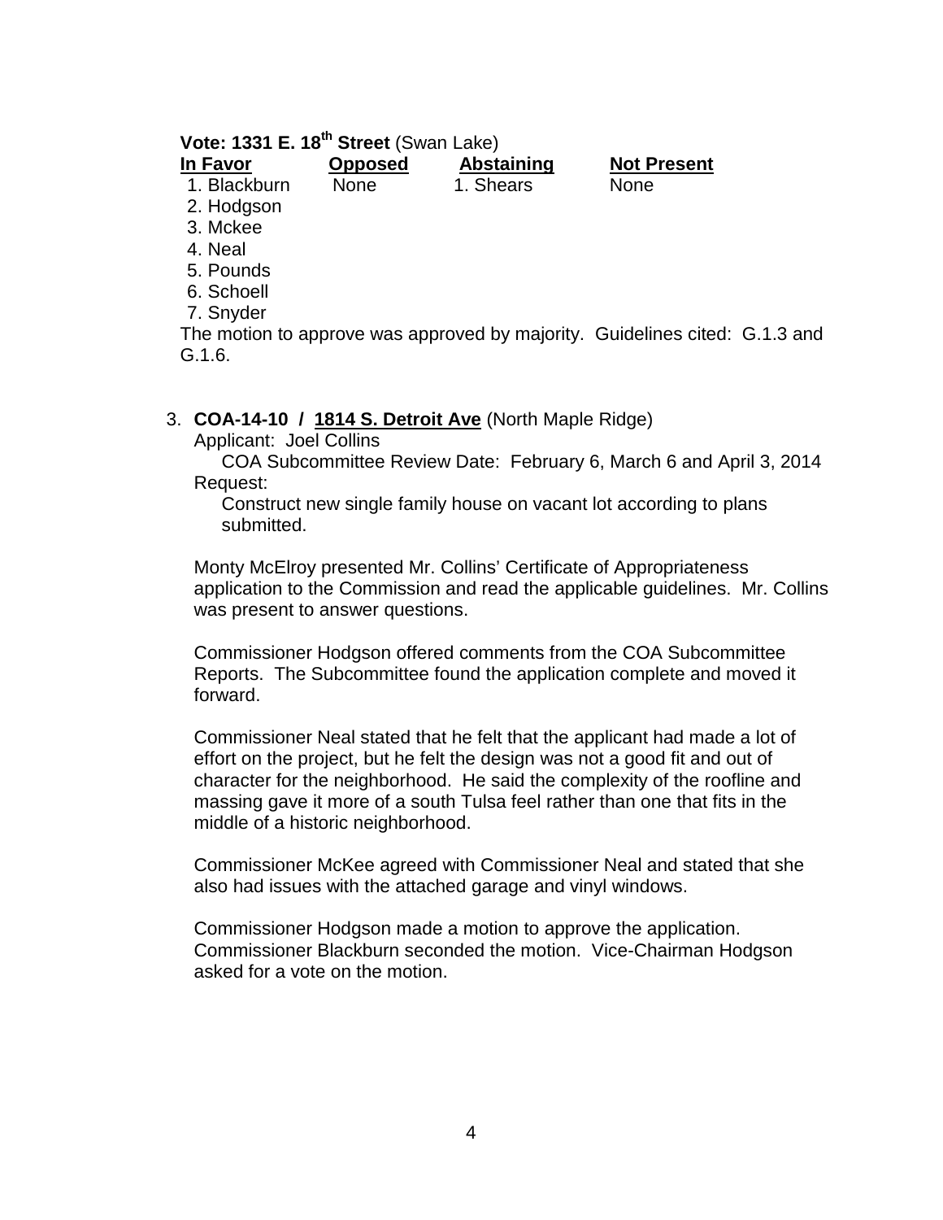**Vote: 1331 E. 18th Street** (Swan Lake)

| In Favor | Opposed | Abstaining | Not Present |
|---|---|---|---|
| 1. Blackburn | None | 1. Shears | None |
| 2. Hodgson | | | |
| 3. Mckee | | | |
| 4. Neal | | | |
| 5. Pounds | | | |
| 6. Schoell | | | |
| 7. Snyder | | | |

The motion to approve was approved by majority. Guidelines cited: G.1.3 and G.1.6.

3. **COA-14-10 / 1814 S. Detroit Ave** (North Maple Ridge)

   Applicant: Joel Collins

   COA Subcommittee Review Date: February 6, March 6 and April 3, 2014

   Request:

   Construct new single family house on vacant lot according to plans submitted.

   Monty McElroy presented Mr. Collins' Certificate of Appropriateness application to the Commission and read the applicable guidelines. Mr. Collins was present to answer questions.

   Commissioner Hodgson offered comments from the COA Subcommittee Reports. The Subcommittee found the application complete and moved it forward.

   Commissioner Neal stated that he felt that the applicant had made a lot of effort on the project, but he felt the design was not a good fit and out of character for the neighborhood. He said the complexity of the roofline and massing gave it more of a south Tulsa feel rather than one that fits in the middle of a historic neighborhood.

   Commissioner McKee agreed with Commissioner Neal and stated that she also had issues with the attached garage and vinyl windows.

   Commissioner Hodgson made a motion to approve the application. Commissioner Blackburn seconded the motion. Vice-Chairman Hodgson asked for a vote on the motion.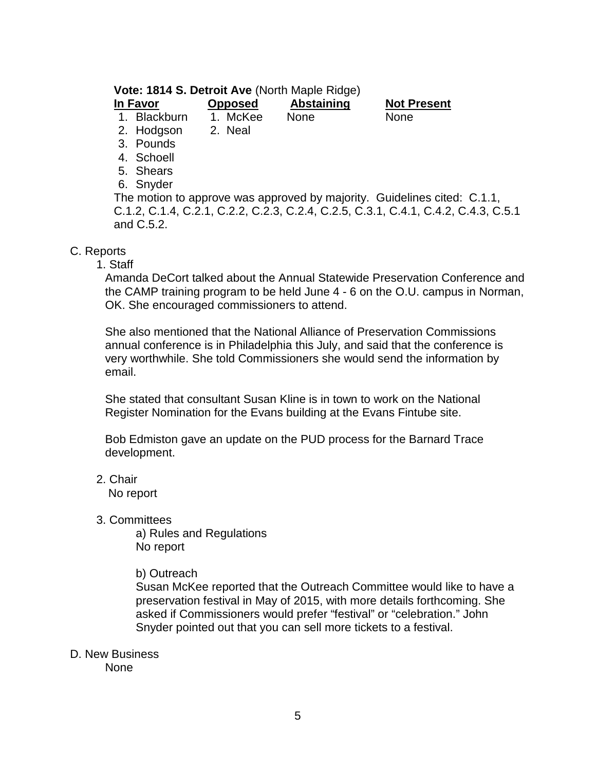**Vote: 1814 S. Detroit Ave** (North Maple Ridge)

| In Favor | Opposed | Abstaining | Not Present |
|---|---|---|---|
| 1. Blackburn | 1. McKee | None | None |
| 2. Hodgson | 2. Neal | | |
| 3. Pounds | | | |
| 4. Schoell | | | |
| 5. Shears | | | |
| 6. Snyder | | | |

The motion to approve was approved by majority. Guidelines cited: C.1.1, C.1.2, C.1.4, C.2.1, C.2.2, C.2.3, C.2.4, C.2.5, C.3.1, C.4.1, C.4.2, C.4.3, C.5.1 and C.5.2.

C. Reports

1. Staff

Amanda DeCort talked about the Annual Statewide Preservation Conference and the CAMP training program to be held June 4 - 6 on the O.U. campus in Norman, OK. She encouraged commissioners to attend.

She also mentioned that the National Alliance of Preservation Commissions annual conference is in Philadelphia this July, and said that the conference is very worthwhile. She told Commissioners she would send the information by email.

She stated that consultant Susan Kline is in town to work on the National Register Nomination for the Evans building at the Evans Fintube site.

Bob Edmiston gave an update on the PUD process for the Barnard Trace development.

2. Chair

No report

3. Committees

a) Rules and Regulations
No report

b) Outreach
Susan McKee reported that the Outreach Committee would like to have a preservation festival in May of 2015, with more details forthcoming. She asked if Commissioners would prefer "festival" or "celebration." John Snyder pointed out that you can sell more tickets to a festival.

D. New Business

None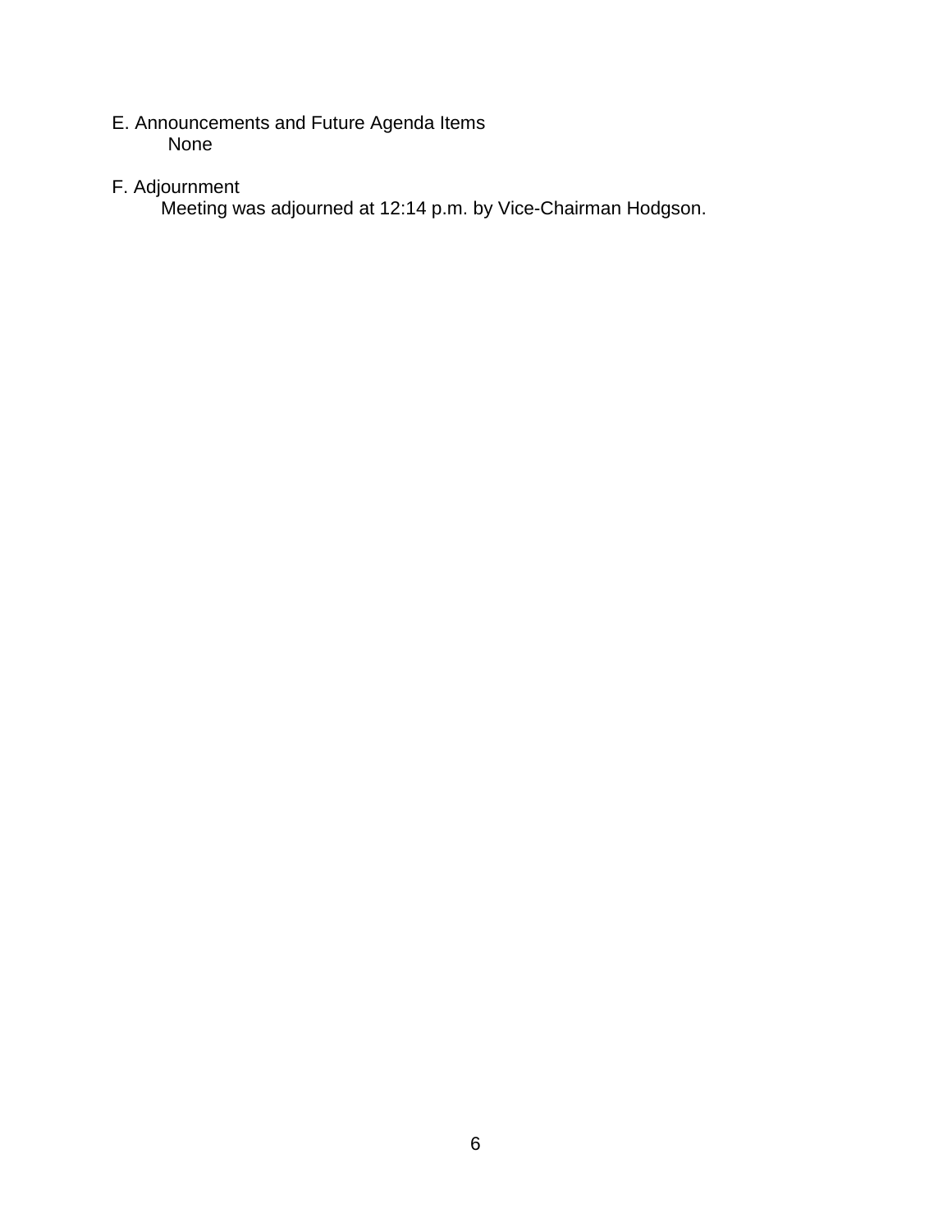E. Announcements and Future Agenda Items

None

F. Adjournment

Meeting was adjourned at 12:14 p.m. by Vice-Chairman Hodgson.